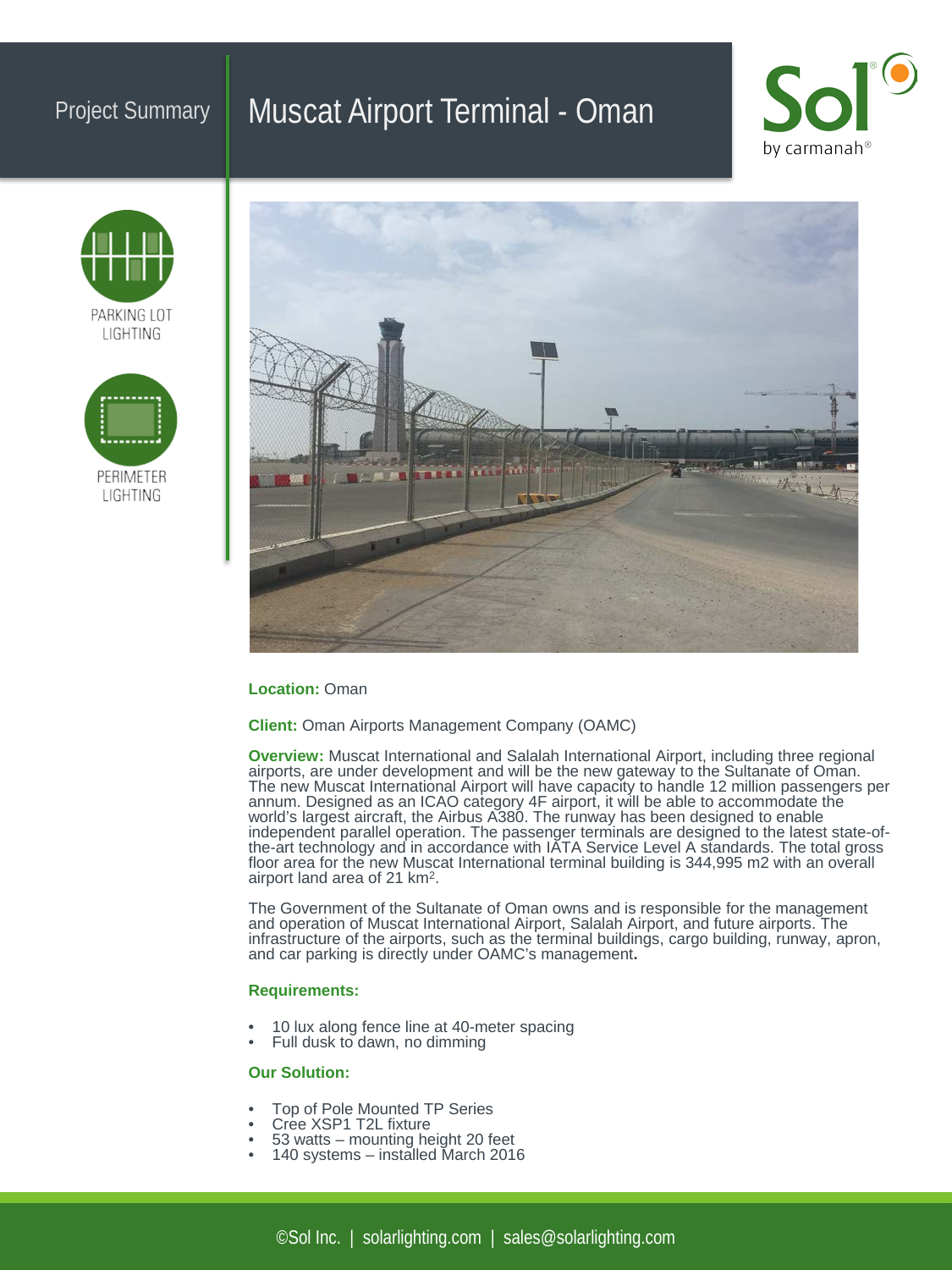Project Summary

# Muscat Airport Terminal - Oman

Sol by carmanah®

PARKING LOT LIGHTING

PERIMETER LIGHTING

**Location:** Oman

**Client:** Oman Airports Management Company (OAMC)

**Overview:** Muscat International and Salalah International Airport, including three regional airports, are under development and will be the new gateway to the Sultanate of Oman. The new Muscat International Airport will have capacity to handle 12 million passengers per annum. Designed as an ICAO category 4F airport, it will be able to accommodate the world's largest aircraft, the Airbus A380. The runway has been designed to enable independent parallel operation. The passenger terminals are designed to the latest state-of-the-art technology and in accordance with IATA Service Level A standards. The total gross floor area for the new Muscat International terminal building is 344,995 m2 with an overall airport land area of 21 $km^2$.

The Government of the Sultanate of Oman owns and is responsible for the management and operation of Muscat International Airport, Salalah Airport, and future airports. The infrastructure of the airports, such as the terminal buildings, cargo building, runway, apron, and car parking is directly under OAMC's management.

**Requirements:**

- 10 lux along fence line at 40-meter spacing
- Full dusk to dawn, no dimming

**Our Solution:**

- Top of Pole Mounted TP Series
- Cree XSP1 T2L fixture
- 53 watts – mounting height 20 feet
- 140 systems – installed March 2016

©Sol Inc. | solarlighting.com | sales@solarlighting.com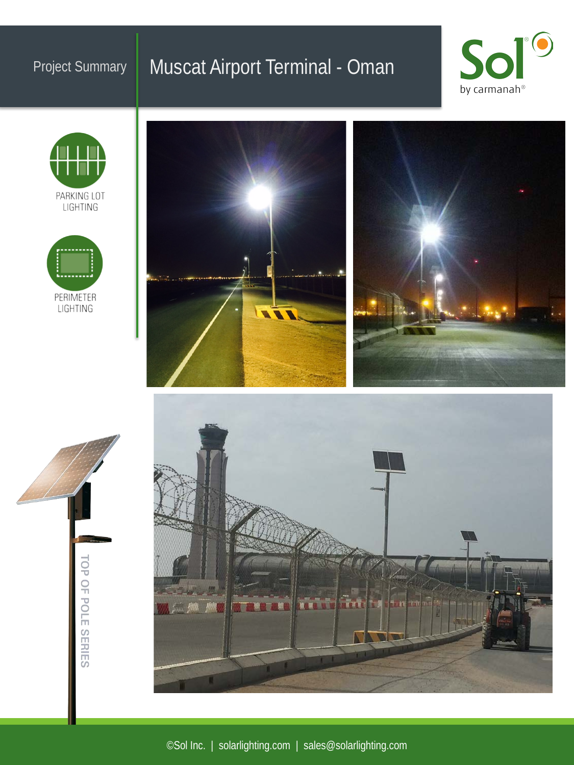Project Summary

# Muscat Airport Terminal - Oman

Sol by carmanah®

PARKING LOT LIGHTING

PERIMETER LIGHTING

TOP OF POLE SERIES

©Sol Inc. | solarlighting.com | sales@solarlighting.com